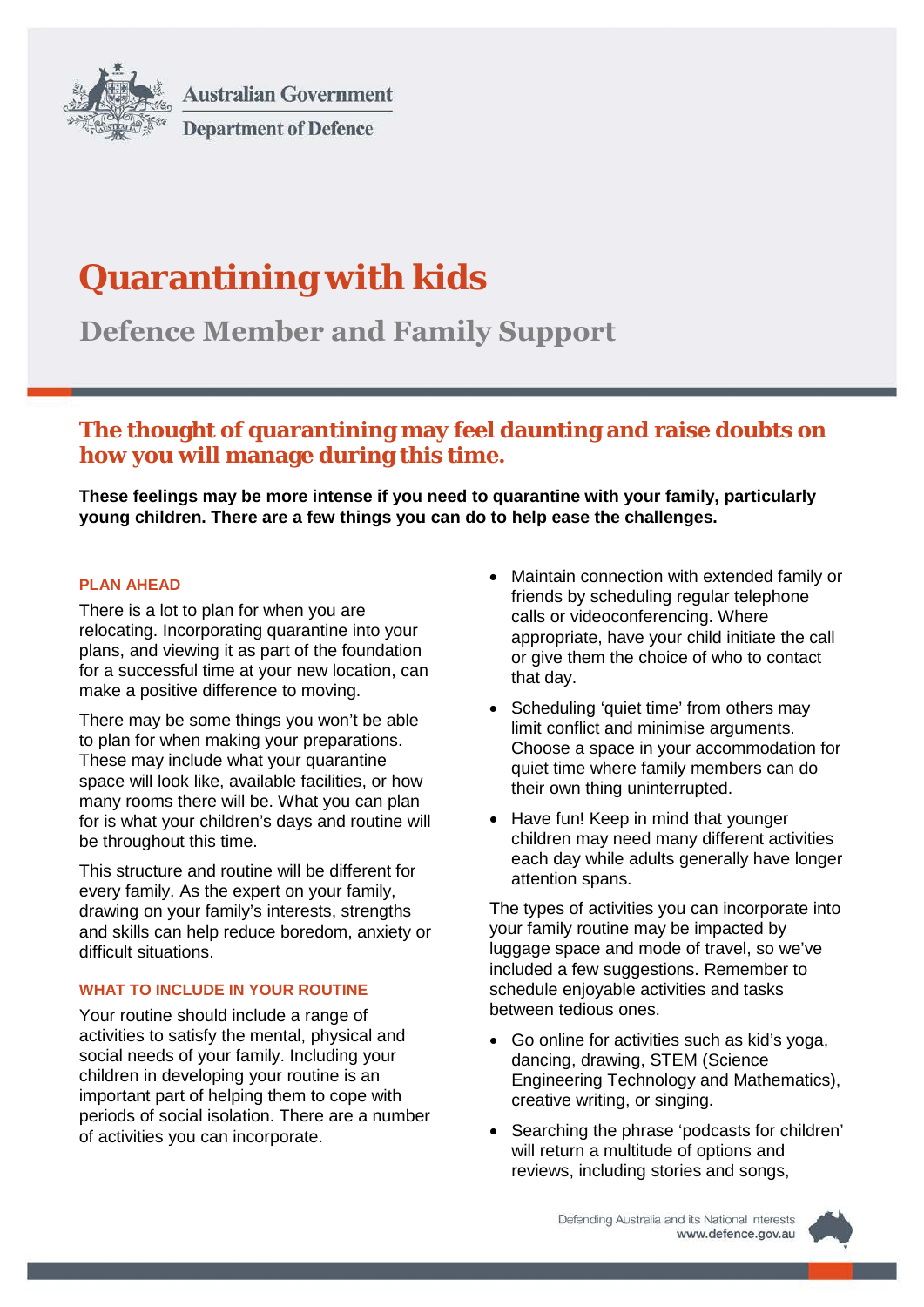Australian Government

Department of Defence

# Quarantining with kids

## Defence Member and Family Support

### The thought of quarantining may feel daunting and raise doubts on how you will manage during this time.

**These feelings may be more intense if you need to quarantine with your family, particularly young children. There are a few things you can do to help ease the challenges.**

#### PLAN AHEAD

There is a lot to plan for when you are relocating. Incorporating quarantine into your plans, and viewing it as part of the foundation for a successful time at your new location, can make a positive difference to moving.

There may be some things you won't be able to plan for when making your preparations. These may include what your quarantine space will look like, available facilities, or how many rooms there will be. What you can plan for is what your children's days and routine will be throughout this time.

This structure and routine will be different for every family. As the expert on your family, drawing on your family's interests, strengths and skills can help reduce boredom, anxiety or difficult situations.

#### WHAT TO INCLUDE IN YOUR ROUTINE

Your routine should include a range of activities to satisfy the mental, physical and social needs of your family. Including your children in developing your routine is an important part of helping them to cope with periods of social isolation. There are a number of activities you can incorporate.

- Maintain connection with extended family or friends by scheduling regular telephone calls or videoconferencing. Where appropriate, have your child initiate the call or give them the choice of who to contact that day.
- Scheduling 'quiet time' from others may limit conflict and minimise arguments. Choose a space in your accommodation for quiet time where family members can do their own thing uninterrupted.
- Have fun! Keep in mind that younger children may need many different activities each day while adults generally have longer attention spans.

The types of activities you can incorporate into your family routine may be impacted by luggage space and mode of travel, so we've included a few suggestions. Remember to schedule enjoyable activities and tasks between tedious ones.

- Go online for activities such as kid's yoga, dancing, drawing, STEM (Science Engineering Technology and Mathematics), creative writing, or singing.
- Searching the phrase 'podcasts for children' will return a multitude of options and reviews, including stories and songs,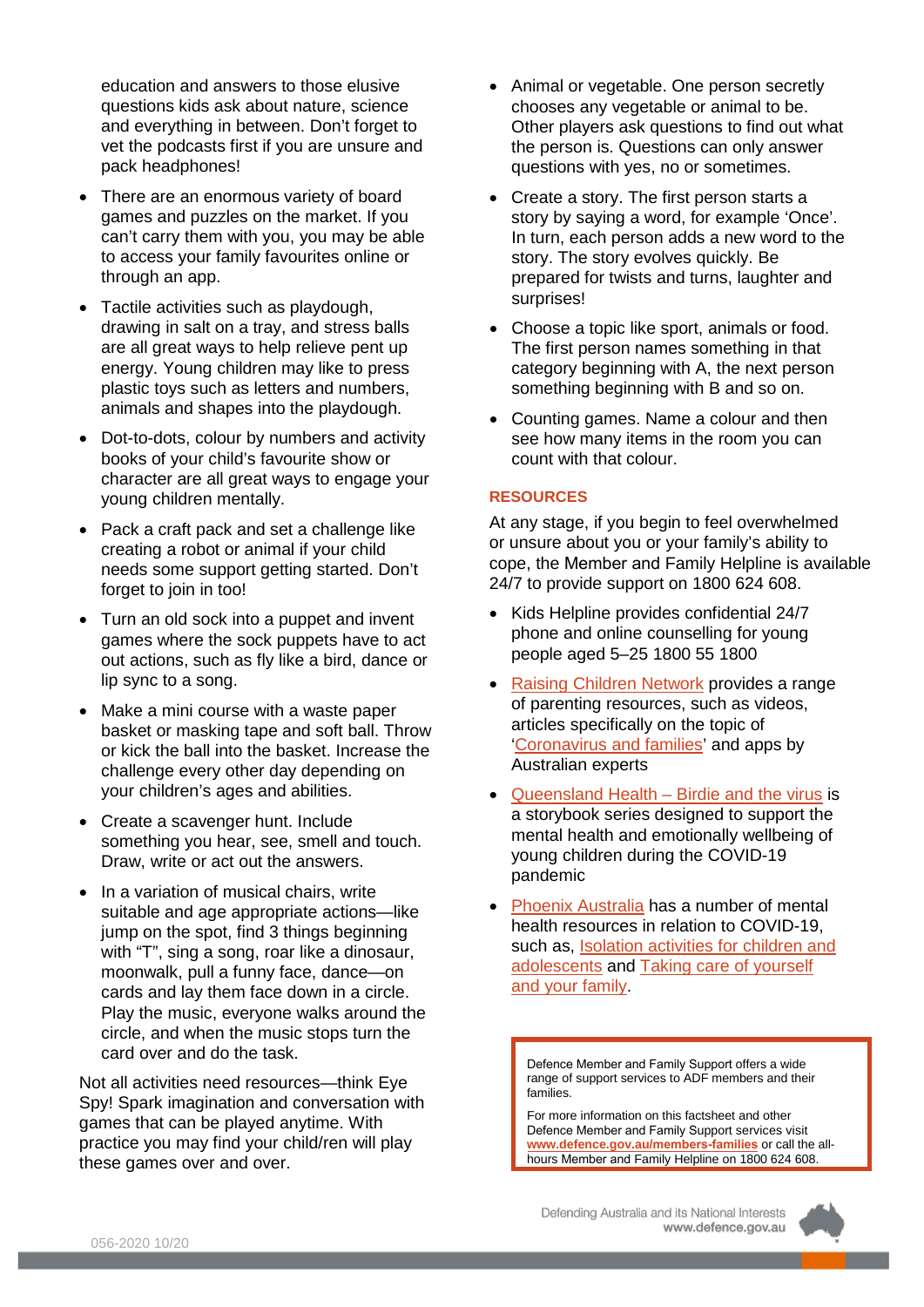education and answers to those elusive questions kids ask about nature, science and everything in between. Don't forget to vet the podcasts first if you are unsure and pack headphones!

- There are an enormous variety of board games and puzzles on the market. If you can't carry them with you, you may be able to access your family favourites online or through an app.
- Tactile activities such as playdough, drawing in salt on a tray, and stress balls are all great ways to help relieve pent up energy. Young children may like to press plastic toys such as letters and numbers, animals and shapes into the playdough.
- Dot-to-dots, colour by numbers and activity books of your child's favourite show or character are all great ways to engage your young children mentally.
- Pack a craft pack and set a challenge like creating a robot or animal if your child needs some support getting started. Don't forget to join in too!
- Turn an old sock into a puppet and invent games where the sock puppets have to act out actions, such as fly like a bird, dance or lip sync to a song.
- Make a mini course with a waste paper basket or masking tape and soft ball. Throw or kick the ball into the basket. Increase the challenge every other day depending on your children's ages and abilities.
- Create a scavenger hunt. Include something you hear, see, smell and touch. Draw, write or act out the answers.
- In a variation of musical chairs, write suitable and age appropriate actions—like jump on the spot, find 3 things beginning with "T", sing a song, roar like a dinosaur, moonwalk, pull a funny face, dance—on cards and lay them face down in a circle. Play the music, everyone walks around the circle, and when the music stops turn the card over and do the task.

Not all activities need resources—think Eye Spy! Spark imagination and conversation with games that can be played anytime. With practice you may find your child/ren will play these games over and over.

- Animal or vegetable. One person secretly chooses any vegetable or animal to be. Other players ask questions to find out what the person is. Questions can only answer questions with yes, no or sometimes.
- Create a story. The first person starts a story by saying a word, for example 'Once'. In turn, each person adds a new word to the story. The story evolves quickly. Be prepared for twists and turns, laughter and surprises!
- Choose a topic like sport, animals or food. The first person names something in that category beginning with A, the next person something beginning with B and so on.
- Counting games. Name a colour and then see how many items in the room you can count with that colour.

## RESOURCES

At any stage, if you begin to feel overwhelmed or unsure about you or your family's ability to cope, the Member and Family Helpline is available 24/7 to provide support on 1800 624 608.

- Kids Helpline provides confidential 24/7 phone and online counselling for young people aged 5–25 1800 55 1800
- Raising Children Network provides a range of parenting resources, such as videos, articles specifically on the topic of 'Coronavirus and families' and apps by Australian experts
- Queensland Health – Birdie and the virus is a storybook series designed to support the mental health and emotionally wellbeing of young children during the COVID-19 pandemic
- Phoenix Australia has a number of mental health resources in relation to COVID-19, such as, Isolation activities for children and adolescents and Taking care of yourself and your family.

Defence Member and Family Support offers a wide range of support services to ADF members and their families.

For more information on this factsheet and other Defence Member and Family Support services visit **www.defence.gov.au/members-families** or call the all-hours Member and Family Helpline on 1800 624 608.

Defending Australia and its National Interests
**www.defence.gov.au**

056-2020 10/20